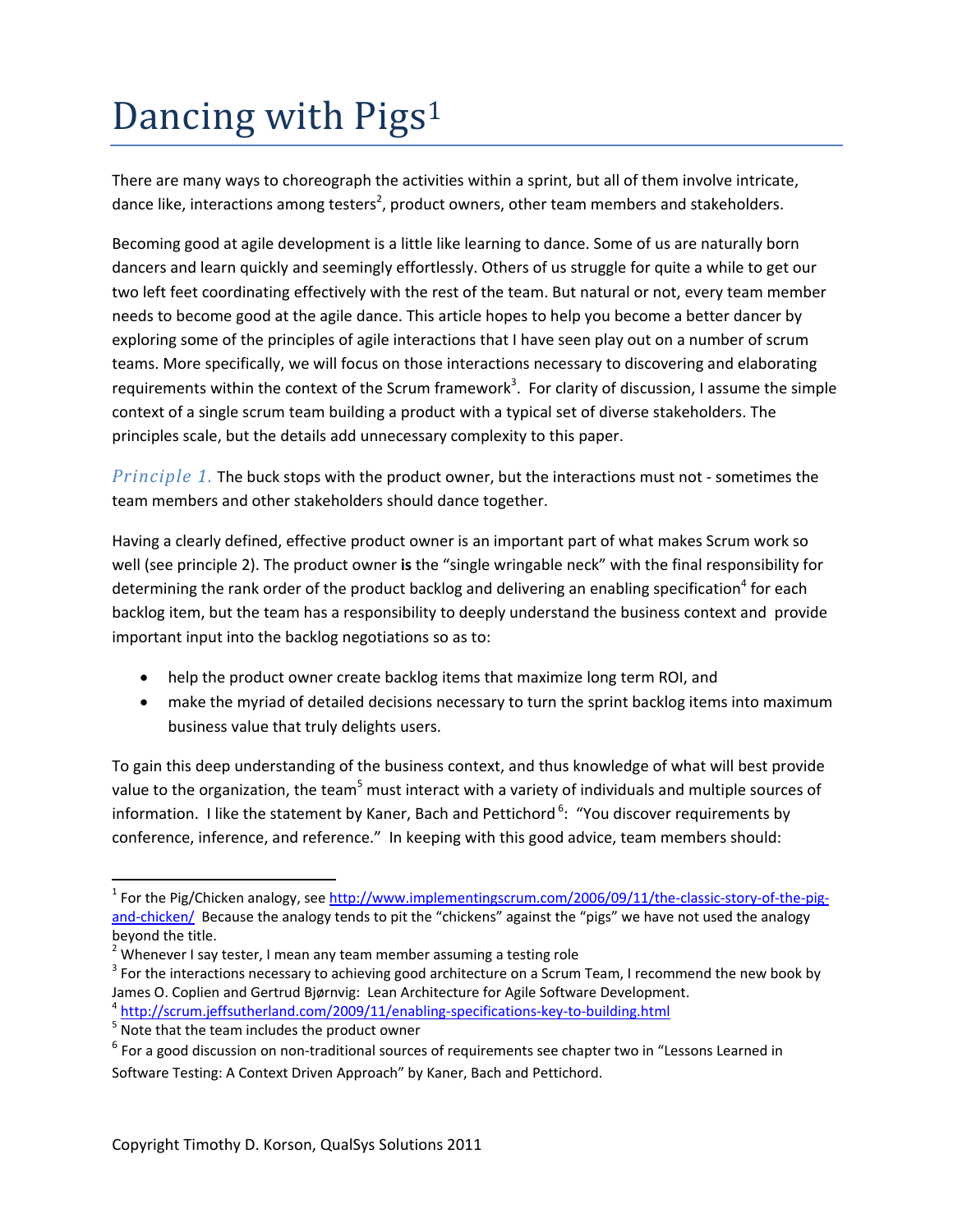# Dancing with Pigs[1]

There are many ways to choreograph the activities within a sprint, but all of them involve intricate, dance like, interactions among testers[2], product owners, other team members and stakeholders.

Becoming good at agile development is a little like learning to dance. Some of us are naturally born dancers and learn quickly and seemingly effortlessly. Others of us struggle for quite a while to get our two left feet coordinating effectively with the rest of the team. But natural or not, every team member needs to become good at the agile dance. This article hopes to help you become a better dancer by exploring some of the principles of agile interactions that I have seen play out on a number of scrum teams. More specifically, we will focus on those interactions necessary to discovering and elaborating requirements within the context of the Scrum framework[3]. For clarity of discussion, I assume the simple context of a single scrum team building a product with a typical set of diverse stakeholders. The principles scale, but the details add unnecessary complexity to this paper.

*Principle 1.* The buck stops with the product owner, but the interactions must not - sometimes the team members and other stakeholders should dance together.

Having a clearly defined, effective product owner is an important part of what makes Scrum work so well (see principle 2). The product owner **is** the "single wringable neck" with the final responsibility for determining the rank order of the product backlog and delivering an enabling specification[4] for each backlog item, but the team has a responsibility to deeply understand the business context and provide important input into the backlog negotiations so as to:

- help the product owner create backlog items that maximize long term ROI, and
- make the myriad of detailed decisions necessary to turn the sprint backlog items into maximum business value that truly delights users.

To gain this deep understanding of the business context, and thus knowledge of what will best provide value to the organization, the team[5] must interact with a variety of individuals and multiple sources of information. I like the statement by Kaner, Bach and Pettichord[6]: "You discover requirements by conference, inference, and reference." In keeping with this good advice, team members should:

---

[1] For the Pig/Chicken analogy, see http://www.implementingscrum.com/2006/09/11/the-classic-story-of-the-pig-and-chicken/ Because the analogy tends to pit the "chickens" against the "pigs" we have not used the analogy beyond the title.

[2] Whenever I say tester, I mean any team member assuming a testing role

[3] For the interactions necessary to achieving good architecture on a Scrum Team, I recommend the new book by James O. Coplien and Gertrud Bjørnvig: Lean Architecture for Agile Software Development.

[4] http://scrum.jeffsutherland.com/2009/11/enabling-specifications-key-to-building.html

[5] Note that the team includes the product owner

[6] For a good discussion on non-traditional sources of requirements see chapter two in "Lessons Learned in Software Testing: A Context Driven Approach" by Kaner, Bach and Pettichord.

Copyright Timothy D. Korson, QualSys Solutions 2011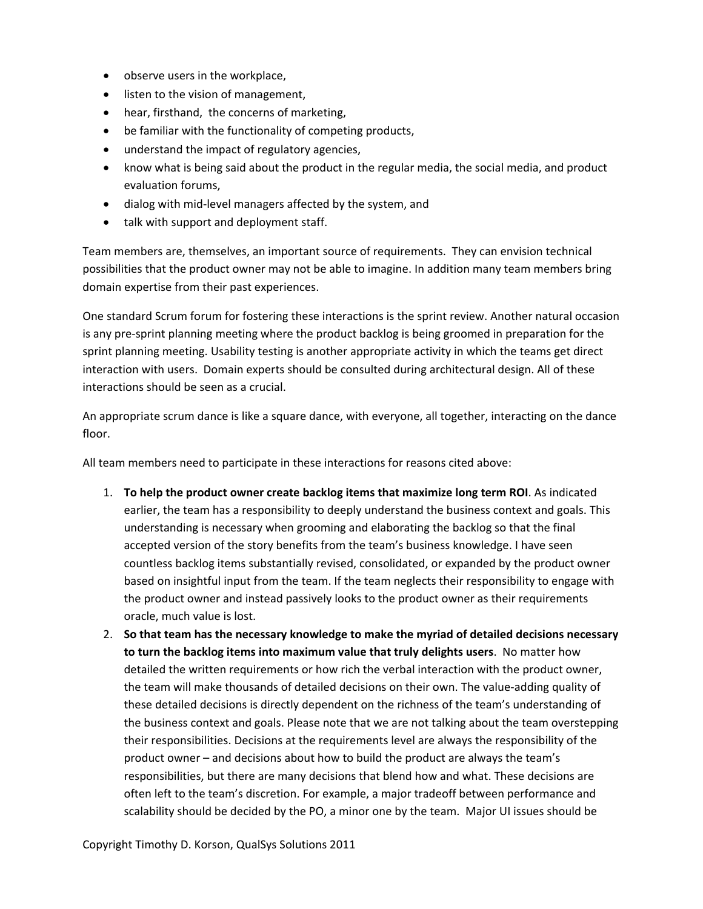- observe users in the workplace,
- listen to the vision of management,
- hear, firsthand, the concerns of marketing,
- be familiar with the functionality of competing products,
- understand the impact of regulatory agencies,
- know what is being said about the product in the regular media, the social media, and product evaluation forums,
- dialog with mid-level managers affected by the system, and
- talk with support and deployment staff.

Team members are, themselves, an important source of requirements. They can envision technical possibilities that the product owner may not be able to imagine. In addition many team members bring domain expertise from their past experiences.

One standard Scrum forum for fostering these interactions is the sprint review. Another natural occasion is any pre-sprint planning meeting where the product backlog is being groomed in preparation for the sprint planning meeting. Usability testing is another appropriate activity in which the teams get direct interaction with users. Domain experts should be consulted during architectural design. All of these interactions should be seen as a crucial.

An appropriate scrum dance is like a square dance, with everyone, all together, interacting on the dance floor.

All team members need to participate in these interactions for reasons cited above:

1. **To help the product owner create backlog items that maximize long term ROI**. As indicated earlier, the team has a responsibility to deeply understand the business context and goals. This understanding is necessary when grooming and elaborating the backlog so that the final accepted version of the story benefits from the team's business knowledge. I have seen countless backlog items substantially revised, consolidated, or expanded by the product owner based on insightful input from the team. If the team neglects their responsibility to engage with the product owner and instead passively looks to the product owner as their requirements oracle, much value is lost.
2. **So that team has the necessary knowledge to make the myriad of detailed decisions necessary to turn the backlog items into maximum value that truly delights users**. No matter how detailed the written requirements or how rich the verbal interaction with the product owner, the team will make thousands of detailed decisions on their own. The value-adding quality of these detailed decisions is directly dependent on the richness of the team's understanding of the business context and goals. Please note that we are not talking about the team overstepping their responsibilities. Decisions at the requirements level are always the responsibility of the product owner – and decisions about how to build the product are always the team's responsibilities, but there are many decisions that blend how and what. These decisions are often left to the team's discretion. For example, a major tradeoff between performance and scalability should be decided by the PO, a minor one by the team. Major UI issues should be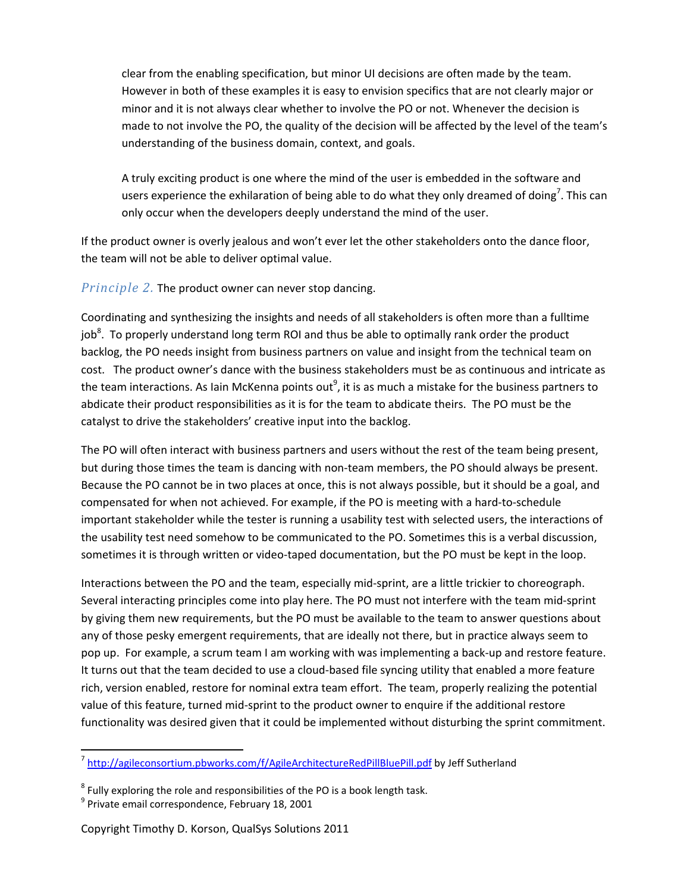clear from the enabling specification, but minor UI decisions are often made by the team. However in both of these examples it is easy to envision specifics that are not clearly major or minor and it is not always clear whether to involve the PO or not. Whenever the decision is made to not involve the PO, the quality of the decision will be affected by the level of the team's understanding of the business domain, context, and goals.

A truly exciting product is one where the mind of the user is embedded in the software and users experience the exhilaration of being able to do what they only dreamed of doing[7]. This can only occur when the developers deeply understand the mind of the user.

If the product owner is overly jealous and won't ever let the other stakeholders onto the dance floor, the team will not be able to deliver optimal value.

### *Principle 2.* The product owner can never stop dancing.

Coordinating and synthesizing the insights and needs of all stakeholders is often more than a fulltime job[8]. To properly understand long term ROI and thus be able to optimally rank order the product backlog, the PO needs insight from business partners on value and insight from the technical team on cost. The product owner's dance with the business stakeholders must be as continuous and intricate as the team interactions. As Iain McKenna points out[9], it is as much a mistake for the business partners to abdicate their product responsibilities as it is for the team to abdicate theirs. The PO must be the catalyst to drive the stakeholders' creative input into the backlog.

The PO will often interact with business partners and users without the rest of the team being present, but during those times the team is dancing with non-team members, the PO should always be present. Because the PO cannot be in two places at once, this is not always possible, but it should be a goal, and compensated for when not achieved. For example, if the PO is meeting with a hard-to-schedule important stakeholder while the tester is running a usability test with selected users, the interactions of the usability test need somehow to be communicated to the PO. Sometimes this is a verbal discussion, sometimes it is through written or video-taped documentation, but the PO must be kept in the loop.

Interactions between the PO and the team, especially mid-sprint, are a little trickier to choreograph. Several interacting principles come into play here. The PO must not interfere with the team mid-sprint by giving them new requirements, but the PO must be available to the team to answer questions about any of those pesky emergent requirements, that are ideally not there, but in practice always seem to pop up. For example, a scrum team I am working with was implementing a back-up and restore feature. It turns out that the team decided to use a cloud-based file syncing utility that enabled a more feature rich, version enabled, restore for nominal extra team effort. The team, properly realizing the potential value of this feature, turned mid-sprint to the product owner to enquire if the additional restore functionality was desired given that it could be implemented without disturbing the sprint commitment.

---

[7] http://agileconsortium.pbworks.com/f/AgileArchitectureRedPillBluePill.pdf by Jeff Sutherland

[8] Fully exploring the role and responsibilities of the PO is a book length task.

[9] Private email correspondence, February 18, 2001

Copyright Timothy D. Korson, QualSys Solutions 2011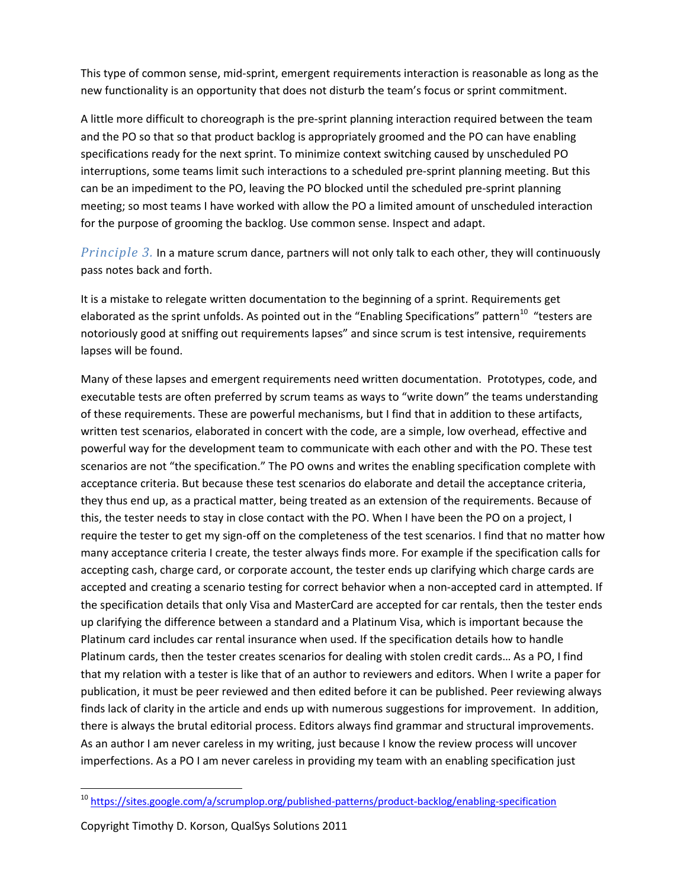This type of common sense, mid-sprint, emergent requirements interaction is reasonable as long as the new functionality is an opportunity that does not disturb the team's focus or sprint commitment.

A little more difficult to choreograph is the pre-sprint planning interaction required between the team and the PO so that so that product backlog is appropriately groomed and the PO can have enabling specifications ready for the next sprint. To minimize context switching caused by unscheduled PO interruptions, some teams limit such interactions to a scheduled pre-sprint planning meeting. But this can be an impediment to the PO, leaving the PO blocked until the scheduled pre-sprint planning meeting; so most teams I have worked with allow the PO a limited amount of unscheduled interaction for the purpose of grooming the backlog. Use common sense. Inspect and adapt.

*Principle 3.* In a mature scrum dance, partners will not only talk to each other, they will continuously pass notes back and forth.

It is a mistake to relegate written documentation to the beginning of a sprint. Requirements get elaborated as the sprint unfolds. As pointed out in the "Enabling Specifications" pattern[10] "testers are notoriously good at sniffing out requirements lapses" and since scrum is test intensive, requirements lapses will be found.

Many of these lapses and emergent requirements need written documentation. Prototypes, code, and executable tests are often preferred by scrum teams as ways to "write down" the teams understanding of these requirements. These are powerful mechanisms, but I find that in addition to these artifacts, written test scenarios, elaborated in concert with the code, are a simple, low overhead, effective and powerful way for the development team to communicate with each other and with the PO. These test scenarios are not "the specification." The PO owns and writes the enabling specification complete with acceptance criteria. But because these test scenarios do elaborate and detail the acceptance criteria, they thus end up, as a practical matter, being treated as an extension of the requirements. Because of this, the tester needs to stay in close contact with the PO. When I have been the PO on a project, I require the tester to get my sign-off on the completeness of the test scenarios. I find that no matter how many acceptance criteria I create, the tester always finds more. For example if the specification calls for accepting cash, charge card, or corporate account, the tester ends up clarifying which charge cards are accepted and creating a scenario testing for correct behavior when a non-accepted card in attempted. If the specification details that only Visa and MasterCard are accepted for car rentals, then the tester ends up clarifying the difference between a standard and a Platinum Visa, which is important because the Platinum card includes car rental insurance when used. If the specification details how to handle Platinum cards, then the tester creates scenarios for dealing with stolen credit cards… As a PO, I find that my relation with a tester is like that of an author to reviewers and editors. When I write a paper for publication, it must be peer reviewed and then edited before it can be published. Peer reviewing always finds lack of clarity in the article and ends up with numerous suggestions for improvement. In addition, there is always the brutal editorial process. Editors always find grammar and structural improvements. As an author I am never careless in my writing, just because I know the review process will uncover imperfections. As a PO I am never careless in providing my team with an enabling specification just

[10] https://sites.google.com/a/scrumplop.org/published-patterns/product-backlog/enabling-specification

Copyright Timothy D. Korson, QualSys Solutions 2011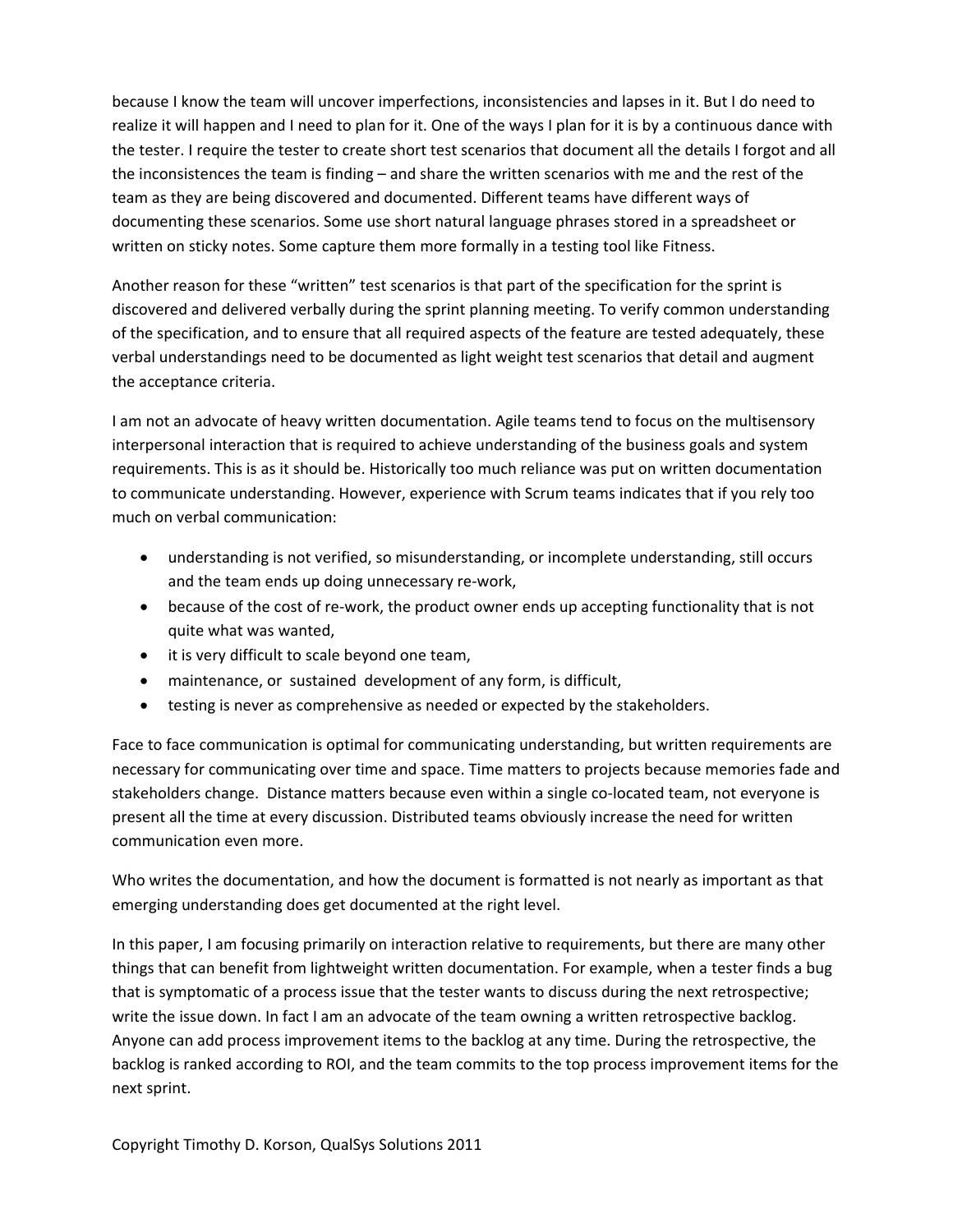because I know the team will uncover imperfections, inconsistencies and lapses in it. But I do need to realize it will happen and I need to plan for it. One of the ways I plan for it is by a continuous dance with the tester. I require the tester to create short test scenarios that document all the details I forgot and all the inconsistences the team is finding – and share the written scenarios with me and the rest of the team as they are being discovered and documented. Different teams have different ways of documenting these scenarios. Some use short natural language phrases stored in a spreadsheet or written on sticky notes. Some capture them more formally in a testing tool like Fitness.

Another reason for these "written" test scenarios is that part of the specification for the sprint is discovered and delivered verbally during the sprint planning meeting. To verify common understanding of the specification, and to ensure that all required aspects of the feature are tested adequately, these verbal understandings need to be documented as light weight test scenarios that detail and augment the acceptance criteria.

I am not an advocate of heavy written documentation. Agile teams tend to focus on the multisensory interpersonal interaction that is required to achieve understanding of the business goals and system requirements. This is as it should be. Historically too much reliance was put on written documentation to communicate understanding. However, experience with Scrum teams indicates that if you rely too much on verbal communication:

- understanding is not verified, so misunderstanding, or incomplete understanding, still occurs and the team ends up doing unnecessary re-work,
- because of the cost of re-work, the product owner ends up accepting functionality that is not quite what was wanted,
- it is very difficult to scale beyond one team,
- maintenance, or sustained development of any form, is difficult,
- testing is never as comprehensive as needed or expected by the stakeholders.

Face to face communication is optimal for communicating understanding, but written requirements are necessary for communicating over time and space. Time matters to projects because memories fade and stakeholders change. Distance matters because even within a single co-located team, not everyone is present all the time at every discussion. Distributed teams obviously increase the need for written communication even more.

Who writes the documentation, and how the document is formatted is not nearly as important as that emerging understanding does get documented at the right level.

In this paper, I am focusing primarily on interaction relative to requirements, but there are many other things that can benefit from lightweight written documentation. For example, when a tester finds a bug that is symptomatic of a process issue that the tester wants to discuss during the next retrospective; write the issue down. In fact I am an advocate of the team owning a written retrospective backlog. Anyone can add process improvement items to the backlog at any time. During the retrospective, the backlog is ranked according to ROI, and the team commits to the top process improvement items for the next sprint.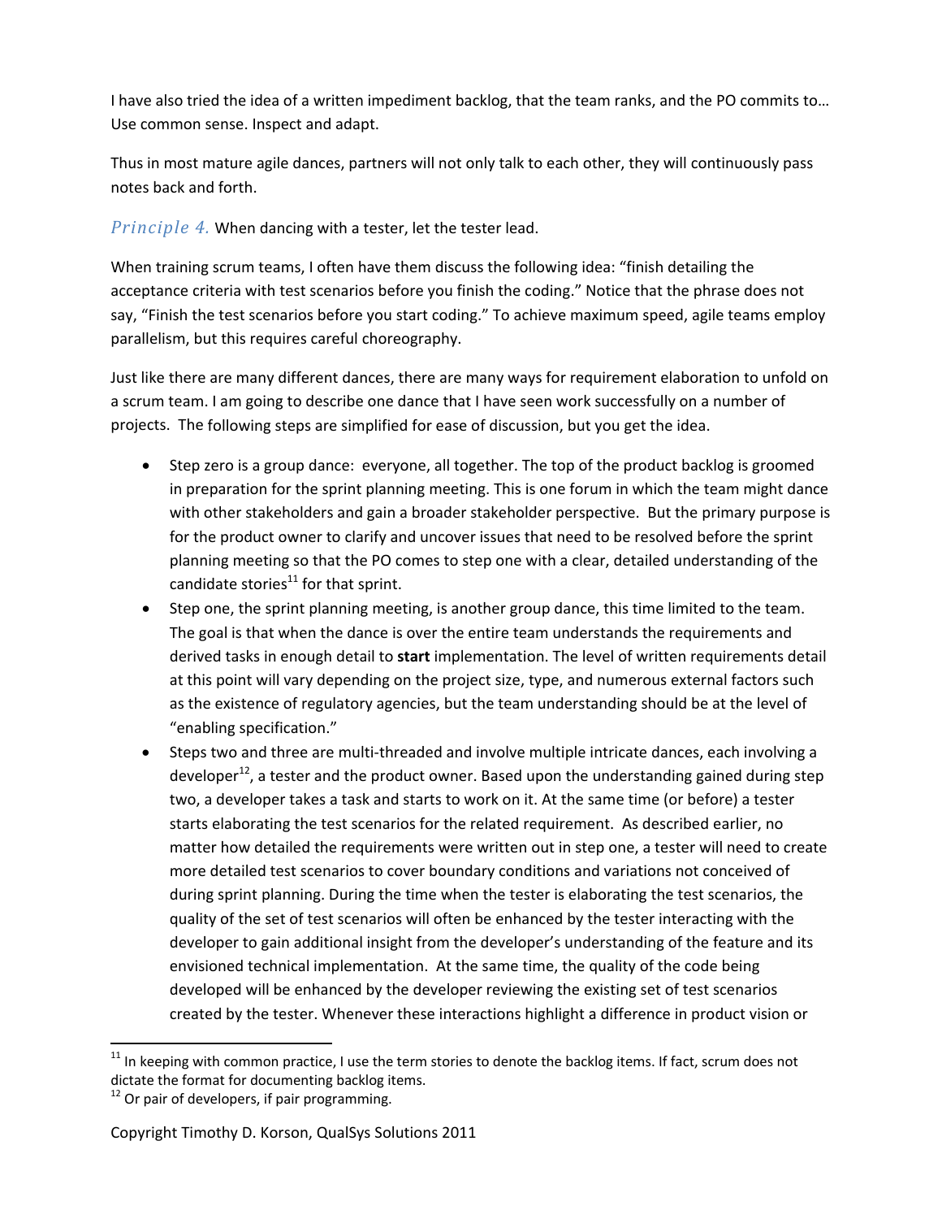I have also tried the idea of a written impediment backlog, that the team ranks, and the PO commits to… Use common sense. Inspect and adapt.

Thus in most mature agile dances, partners will not only talk to each other, they will continuously pass notes back and forth.

*Principle 4.* When dancing with a tester, let the tester lead.

When training scrum teams, I often have them discuss the following idea: "finish detailing the acceptance criteria with test scenarios before you finish the coding." Notice that the phrase does not say, "Finish the test scenarios before you start coding." To achieve maximum speed, agile teams employ parallelism, but this requires careful choreography.

Just like there are many different dances, there are many ways for requirement elaboration to unfold on a scrum team. I am going to describe one dance that I have seen work successfully on a number of projects. The following steps are simplified for ease of discussion, but you get the idea.

- Step zero is a group dance: everyone, all together. The top of the product backlog is groomed in preparation for the sprint planning meeting. This is one forum in which the team might dance with other stakeholders and gain a broader stakeholder perspective. But the primary purpose is for the product owner to clarify and uncover issues that need to be resolved before the sprint planning meeting so that the PO comes to step one with a clear, detailed understanding of the candidate stories[11] for that sprint.
- Step one, the sprint planning meeting, is another group dance, this time limited to the team. The goal is that when the dance is over the entire team understands the requirements and derived tasks in enough detail to **start** implementation. The level of written requirements detail at this point will vary depending on the project size, type, and numerous external factors such as the existence of regulatory agencies, but the team understanding should be at the level of "enabling specification."
- Steps two and three are multi-threaded and involve multiple intricate dances, each involving a developer[12], a tester and the product owner. Based upon the understanding gained during step two, a developer takes a task and starts to work on it. At the same time (or before) a tester starts elaborating the test scenarios for the related requirement. As described earlier, no matter how detailed the requirements were written out in step one, a tester will need to create more detailed test scenarios to cover boundary conditions and variations not conceived of during sprint planning. During the time when the tester is elaborating the test scenarios, the quality of the set of test scenarios will often be enhanced by the tester interacting with the developer to gain additional insight from the developer's understanding of the feature and its envisioned technical implementation. At the same time, the quality of the code being developed will be enhanced by the developer reviewing the existing set of test scenarios created by the tester. Whenever these interactions highlight a difference in product vision or

---

[11] In keeping with common practice, I use the term stories to denote the backlog items. If fact, scrum does not dictate the format for documenting backlog items.

[12] Or pair of developers, if pair programming.

Copyright Timothy D. Korson, QualSys Solutions 2011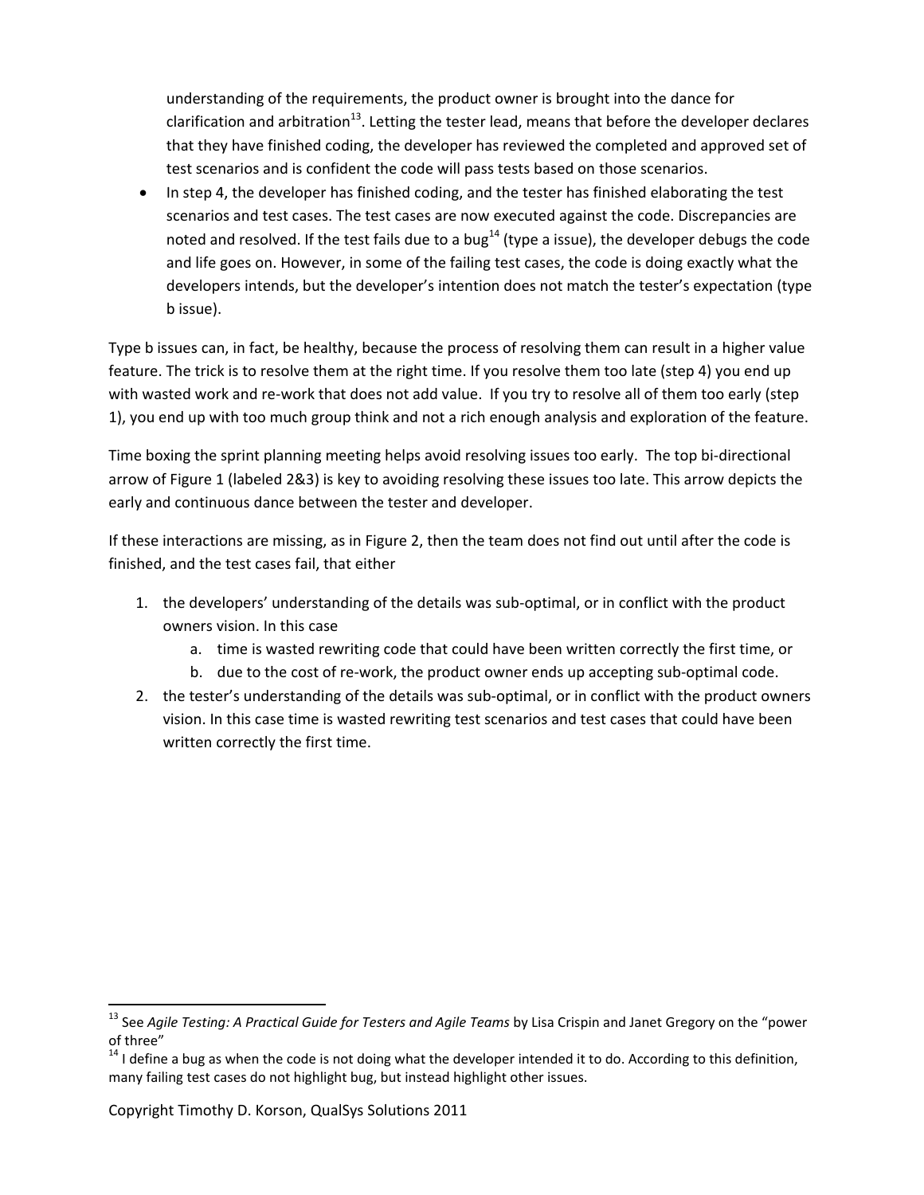understanding of the requirements, the product owner is brought into the dance for clarification and arbitration[13]. Letting the tester lead, means that before the developer declares that they have finished coding, the developer has reviewed the completed and approved set of test scenarios and is confident the code will pass tests based on those scenarios.

- In step 4, the developer has finished coding, and the tester has finished elaborating the test scenarios and test cases. The test cases are now executed against the code. Discrepancies are noted and resolved. If the test fails due to a bug[14] (type a issue), the developer debugs the code and life goes on. However, in some of the failing test cases, the code is doing exactly what the developers intends, but the developer's intention does not match the tester's expectation (type b issue).

Type b issues can, in fact, be healthy, because the process of resolving them can result in a higher value feature. The trick is to resolve them at the right time. If you resolve them too late (step 4) you end up with wasted work and re-work that does not add value. If you try to resolve all of them too early (step 1), you end up with too much group think and not a rich enough analysis and exploration of the feature.

Time boxing the sprint planning meeting helps avoid resolving issues too early. The top bi-directional arrow of Figure 1 (labeled 2&3) is key to avoiding resolving these issues too late. This arrow depicts the early and continuous dance between the tester and developer.

If these interactions are missing, as in Figure 2, then the team does not find out until after the code is finished, and the test cases fail, that either

1. the developers' understanding of the details was sub-optimal, or in conflict with the product owners vision. In this case
   a. time is wasted rewriting code that could have been written correctly the first time, or
   b. due to the cost of re-work, the product owner ends up accepting sub-optimal code.
2. the tester's understanding of the details was sub-optimal, or in conflict with the product owners vision. In this case time is wasted rewriting test scenarios and test cases that could have been written correctly the first time.

[13] See *Agile Testing: A Practical Guide for Testers and Agile Teams* by Lisa Crispin and Janet Gregory on the "power of three"

[14] I define a bug as when the code is not doing what the developer intended it to do. According to this definition, many failing test cases do not highlight bug, but instead highlight other issues.

Copyright Timothy D. Korson, QualSys Solutions 2011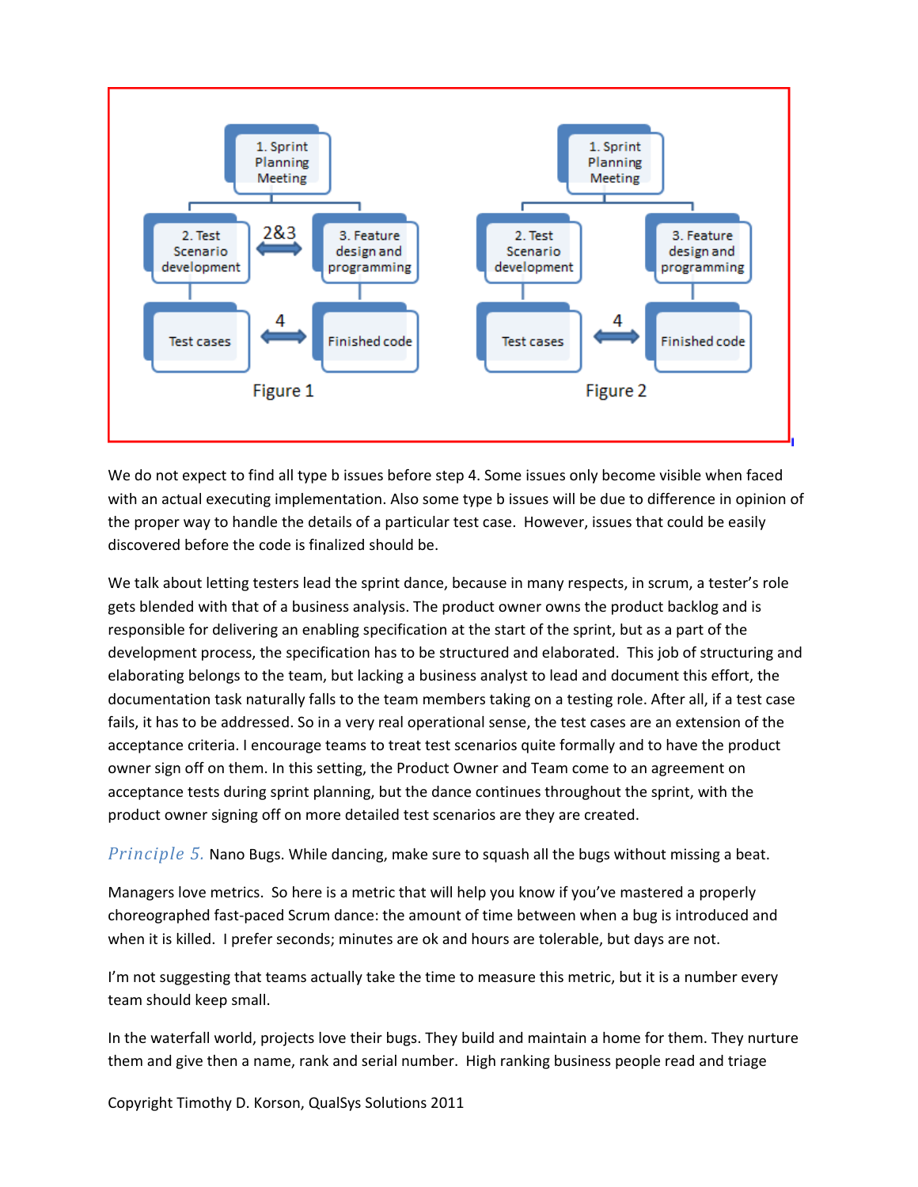Figure 1

Figure 2

We do not expect to find all type b issues before step 4. Some issues only become visible when faced with an actual executing implementation. Also some type b issues will be due to difference in opinion of the proper way to handle the details of a particular test case. However, issues that could be easily discovered before the code is finalized should be.

We talk about letting testers lead the sprint dance, because in many respects, in scrum, a tester's role gets blended with that of a business analysis. The product owner owns the product backlog and is responsible for delivering an enabling specification at the start of the sprint, but as a part of the development process, the specification has to be structured and elaborated. This job of structuring and elaborating belongs to the team, but lacking a business analyst to lead and document this effort, the documentation task naturally falls to the team members taking on a testing role. After all, if a test case fails, it has to be addressed. So in a very real operational sense, the test cases are an extension of the acceptance criteria. I encourage teams to treat test scenarios quite formally and to have the product owner sign off on them. In this setting, the Product Owner and Team come to an agreement on acceptance tests during sprint planning, but the dance continues throughout the sprint, with the product owner signing off on more detailed test scenarios are they are created.

*Principle 5.* Nano Bugs. While dancing, make sure to squash all the bugs without missing a beat.

Managers love metrics. So here is a metric that will help you know if you've mastered a properly choreographed fast-paced Scrum dance: the amount of time between when a bug is introduced and when it is killed. I prefer seconds; minutes are ok and hours are tolerable, but days are not.

I'm not suggesting that teams actually take the time to measure this metric, but it is a number every team should keep small.

In the waterfall world, projects love their bugs. They build and maintain a home for them. They nurture them and give then a name, rank and serial number. High ranking business people read and triage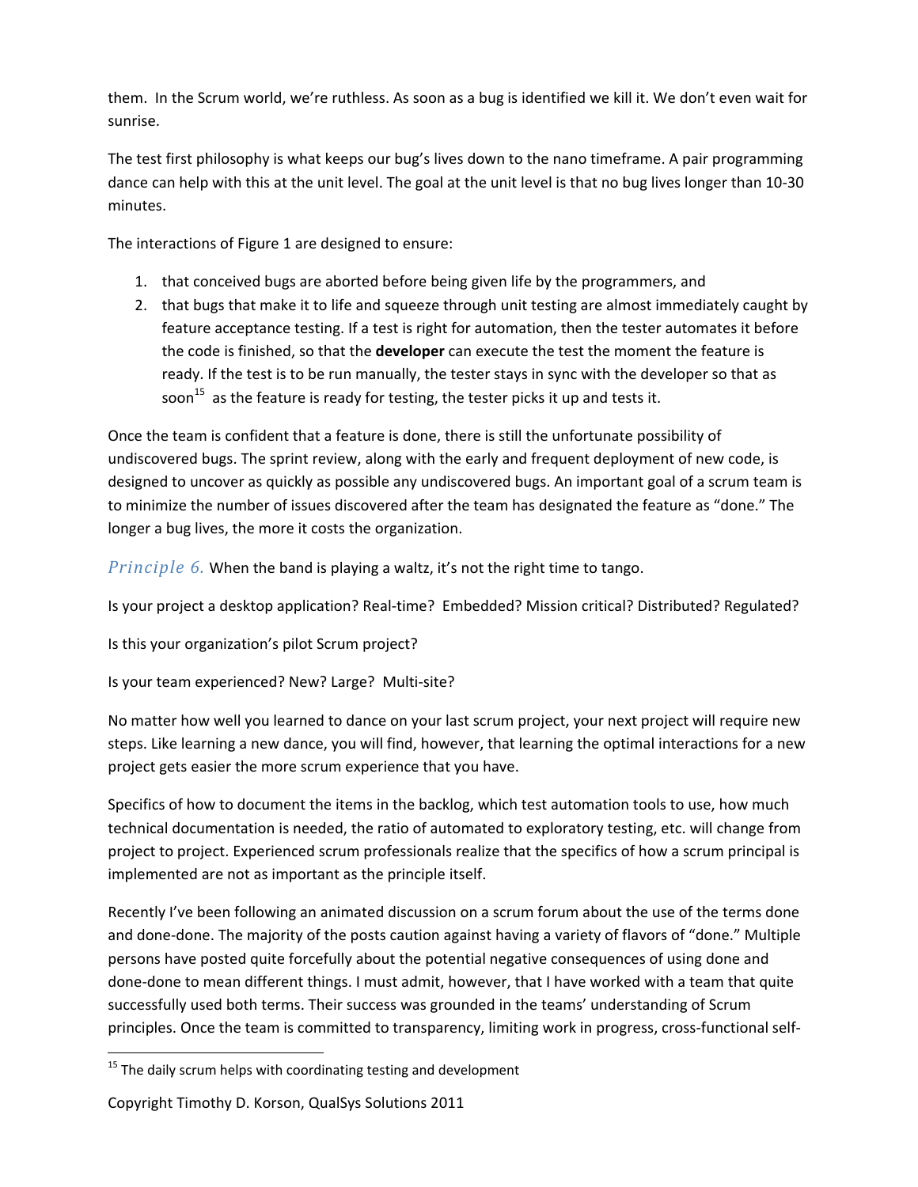them. In the Scrum world, we're ruthless. As soon as a bug is identified we kill it. We don't even wait for sunrise.

The test first philosophy is what keeps our bug's lives down to the nano timeframe. A pair programming dance can help with this at the unit level. The goal at the unit level is that no bug lives longer than 10-30 minutes.

The interactions of Figure 1 are designed to ensure:

1. that conceived bugs are aborted before being given life by the programmers, and
2. that bugs that make it to life and squeeze through unit testing are almost immediately caught by feature acceptance testing. If a test is right for automation, then the tester automates it before the code is finished, so that the **developer** can execute the test the moment the feature is ready. If the test is to be run manually, the tester stays in sync with the developer so that as soon[15] as the feature is ready for testing, the tester picks it up and tests it.

Once the team is confident that a feature is done, there is still the unfortunate possibility of undiscovered bugs. The sprint review, along with the early and frequent deployment of new code, is designed to uncover as quickly as possible any undiscovered bugs. An important goal of a scrum team is to minimize the number of issues discovered after the team has designated the feature as "done." The longer a bug lives, the more it costs the organization.

*Principle 6.* When the band is playing a waltz, it's not the right time to tango.

Is your project a desktop application? Real-time? Embedded? Mission critical? Distributed? Regulated?

Is this your organization's pilot Scrum project?

Is your team experienced? New? Large? Multi-site?

No matter how well you learned to dance on your last scrum project, your next project will require new steps. Like learning a new dance, you will find, however, that learning the optimal interactions for a new project gets easier the more scrum experience that you have.

Specifics of how to document the items in the backlog, which test automation tools to use, how much technical documentation is needed, the ratio of automated to exploratory testing, etc. will change from project to project. Experienced scrum professionals realize that the specifics of how a scrum principal is implemented are not as important as the principle itself.

Recently I've been following an animated discussion on a scrum forum about the use of the terms done and done-done. The majority of the posts caution against having a variety of flavors of "done." Multiple persons have posted quite forcefully about the potential negative consequences of using done and done-done to mean different things. I must admit, however, that I have worked with a team that quite successfully used both terms. Their success was grounded in the teams' understanding of Scrum principles. Once the team is committed to transparency, limiting work in progress, cross-functional self-

[15] The daily scrum helps with coordinating testing and development

Copyright Timothy D. Korson, QualSys Solutions 2011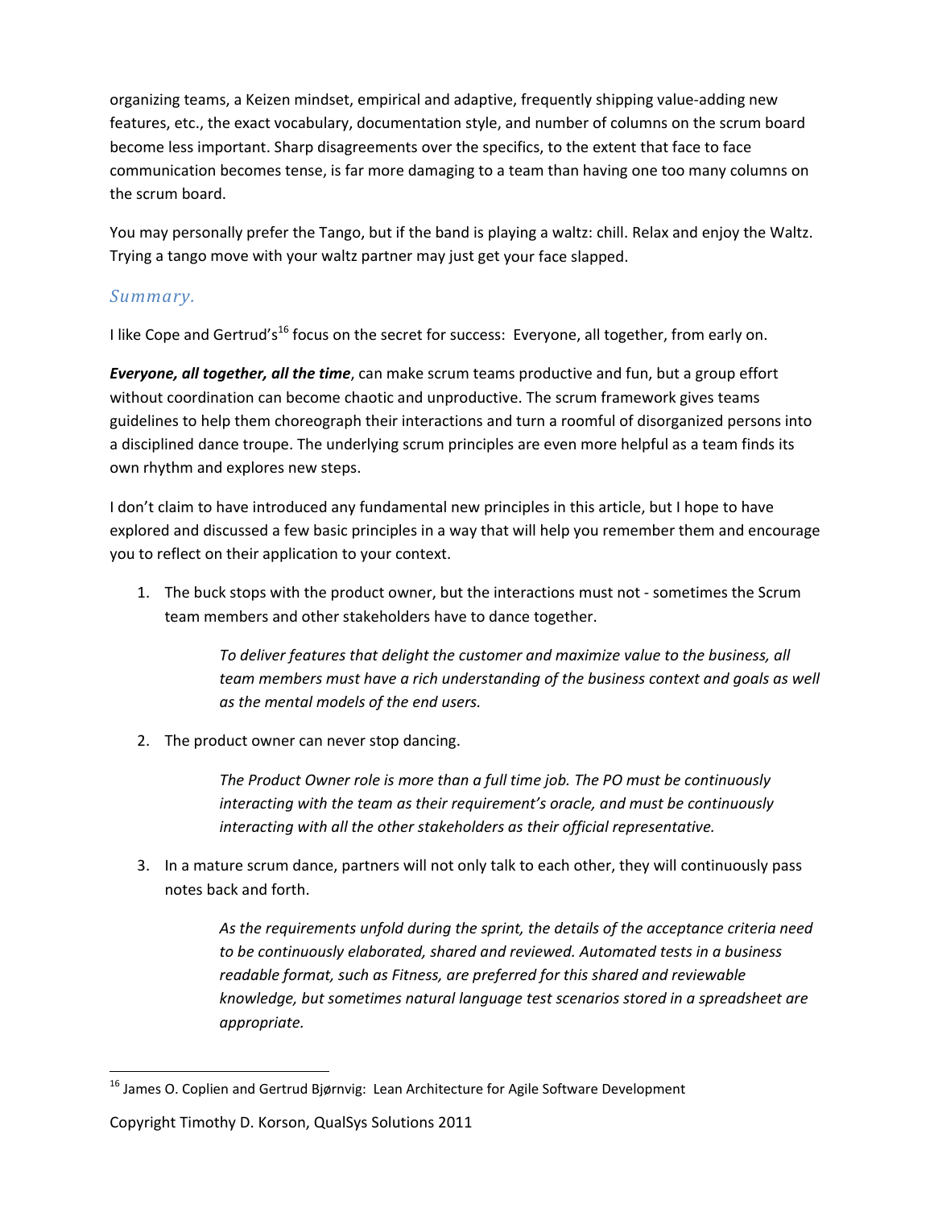organizing teams, a Keizen mindset, empirical and adaptive, frequently shipping value-adding new features, etc., the exact vocabulary, documentation style, and number of columns on the scrum board become less important. Sharp disagreements over the specifics, to the extent that face to face communication becomes tense, is far more damaging to a team than having one too many columns on the scrum board.

You may personally prefer the Tango, but if the band is playing a waltz: chill. Relax and enjoy the Waltz. Trying a tango move with your waltz partner may just get your face slapped.

## *Summary.*

I like Cope and Gertrud's[16] focus on the secret for success: Everyone, all together, from early on.

***Everyone, all together, all the time***, can make scrum teams productive and fun, but a group effort without coordination can become chaotic and unproductive. The scrum framework gives teams guidelines to help them choreograph their interactions and turn a roomful of disorganized persons into a disciplined dance troupe. The underlying scrum principles are even more helpful as a team finds its own rhythm and explores new steps.

I don't claim to have introduced any fundamental new principles in this article, but I hope to have explored and discussed a few basic principles in a way that will help you remember them and encourage you to reflect on their application to your context.

1. The buck stops with the product owner, but the interactions must not - sometimes the Scrum team members and other stakeholders have to dance together.

   > *To deliver features that delight the customer and maximize value to the business, all team members must have a rich understanding of the business context and goals as well as the mental models of the end users.*

2. The product owner can never stop dancing.

   > *The Product Owner role is more than a full time job. The PO must be continuously interacting with the team as their requirement's oracle, and must be continuously interacting with all the other stakeholders as their official representative.*

3. In a mature scrum dance, partners will not only talk to each other, they will continuously pass notes back and forth.

   > *As the requirements unfold during the sprint, the details of the acceptance criteria need to be continuously elaborated, shared and reviewed. Automated tests in a business readable format, such as Fitness, are preferred for this shared and reviewable knowledge, but sometimes natural language test scenarios stored in a spreadsheet are appropriate.*

---

[16] James O. Coplien and Gertrud Bjørnvig: Lean Architecture for Agile Software Development

Copyright Timothy D. Korson, QualSys Solutions 2011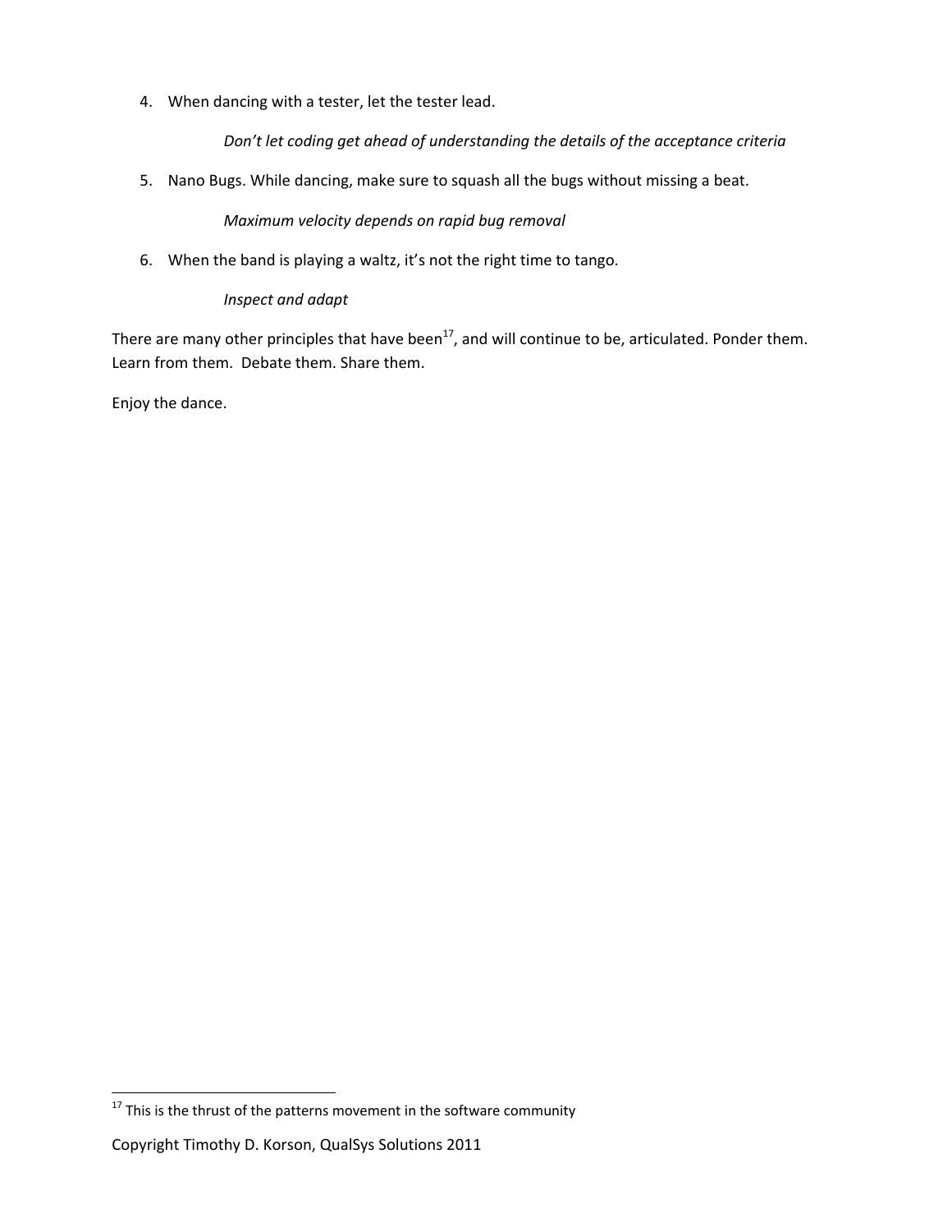4. When dancing with a tester, let the tester lead.

   *Don't let coding get ahead of understanding the details of the acceptance criteria*

5. Nano Bugs. While dancing, make sure to squash all the bugs without missing a beat.

   *Maximum velocity depends on rapid bug removal*

6. When the band is playing a waltz, it's not the right time to tango.

   *Inspect and adapt*

There are many other principles that have been[17], and will continue to be, articulated. Ponder them. Learn from them. Debate them. Share them.

Enjoy the dance.

[17] This is the thrust of the patterns movement in the software community

Copyright Timothy D. Korson, QualSys Solutions 2011